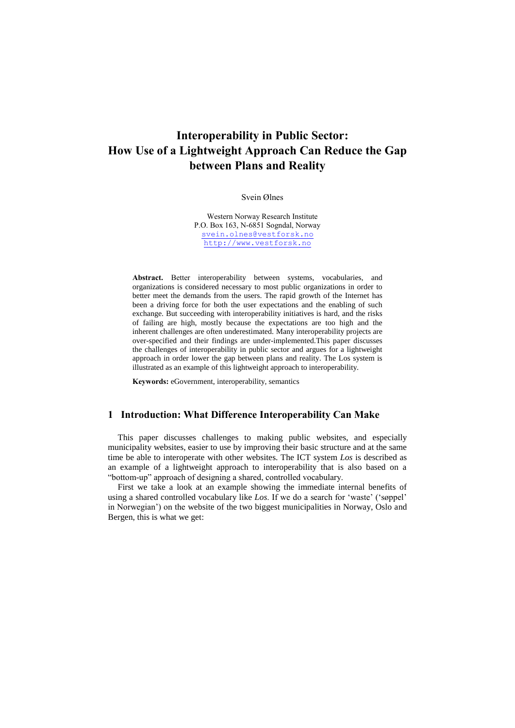# Interoperability in Public Sector: How Use of a Lightweight Approach Can Reduce the Gap between Plans and Reality

Svein Ølnes

Western Norway Research Institute
P.O. Box 163, N-6851 Sogndal, Norway
svein.olnes@vestforsk.no
http://www.vestforsk.no

**Abstract.** Better interoperability between systems, vocabularies, and organizations is considered necessary to most public organizations in order to better meet the demands from the users. The rapid growth of the Internet has been a driving force for both the user expectations and the enabling of such exchange. But succeeding with interoperability initiatives is hard, and the risks of failing are high, mostly because the expectations are too high and the inherent challenges are often underestimated. Many interoperability projects are over-specified and their findings are under-implemented.This paper discusses the challenges of interoperability in public sector and argues for a lightweight approach in order lower the gap between plans and reality. The Los system is illustrated as an example of this lightweight approach to interoperability.

**Keywords:** eGovernment, interoperability, semantics

## 1 Introduction: What Difference Interoperability Can Make

This paper discusses challenges to making public websites, and especially municipality websites, easier to use by improving their basic structure and at the same time be able to interoperate with other websites. The ICT system *Los* is described as an example of a lightweight approach to interoperability that is also based on a "bottom-up" approach of designing a shared, controlled vocabulary.

First we take a look at an example showing the immediate internal benefits of using a shared controlled vocabulary like *Los*. If we do a search for 'waste' ('søppel' in Norwegian') on the website of the two biggest municipalities in Norway, Oslo and Bergen, this is what we get: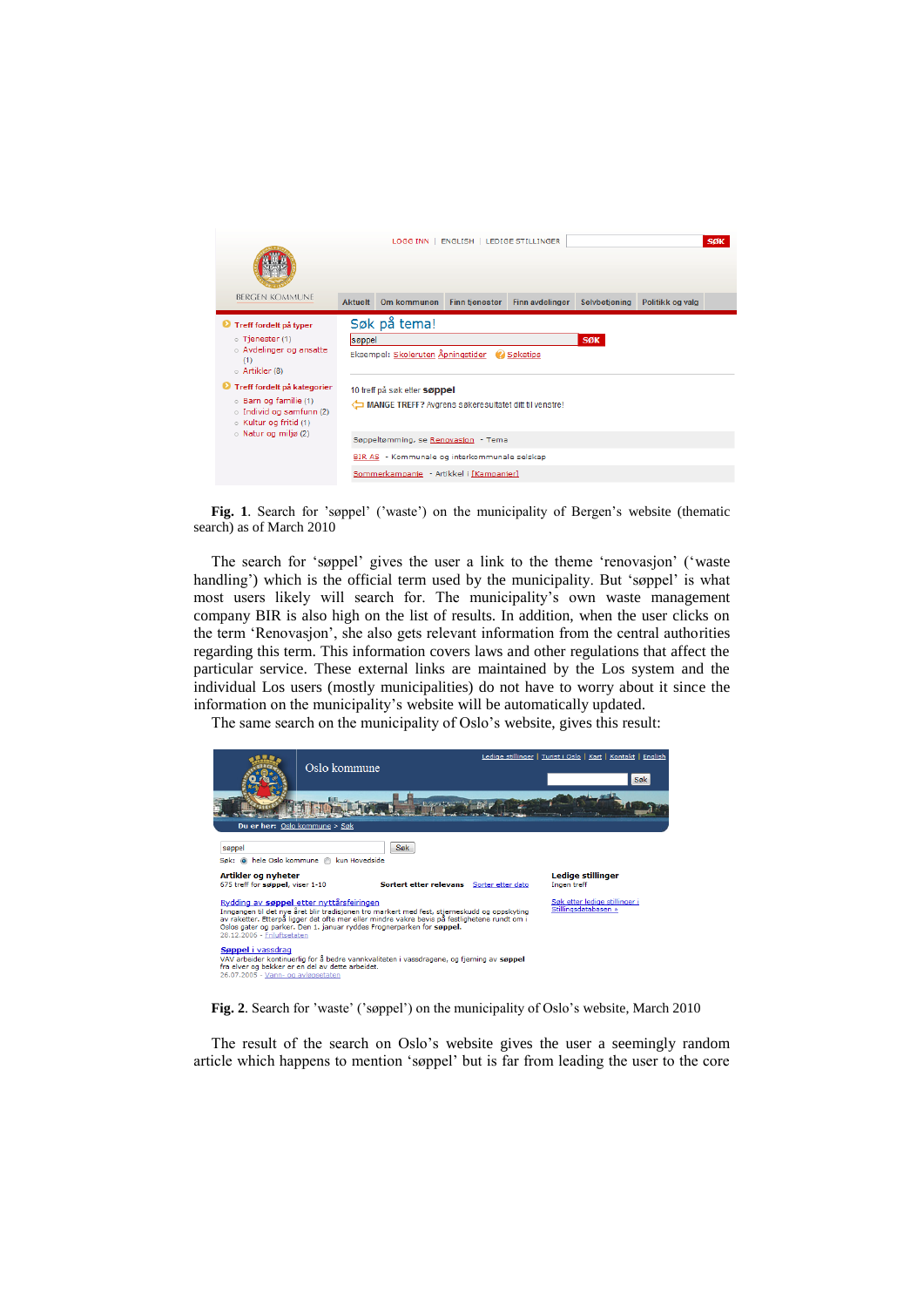**Fig. 1**. Search for 'søppel' ('waste') on the municipality of Bergen's website (thematic search) as of March 2010

The search for 'søppel' gives the user a link to the theme 'renovasjon' ('waste handling') which is the official term used by the municipality. But 'søppel' is what most users likely will search for. The municipality's own waste management company BIR is also high on the list of results. In addition, when the user clicks on the term 'Renovasjon', she also gets relevant information from the central authorities regarding this term. This information covers laws and other regulations that affect the particular service. These external links are maintained by the Los system and the individual Los users (mostly municipalities) do not have to worry about it since the information on the municipality's website will be automatically updated.

The same search on the municipality of Oslo's website, gives this result:

**Fig. 2**. Search for 'waste' ('søppel') on the municipality of Oslo's website, March 2010

The result of the search on Oslo's website gives the user a seemingly random article which happens to mention 'søppel' but is far from leading the user to the core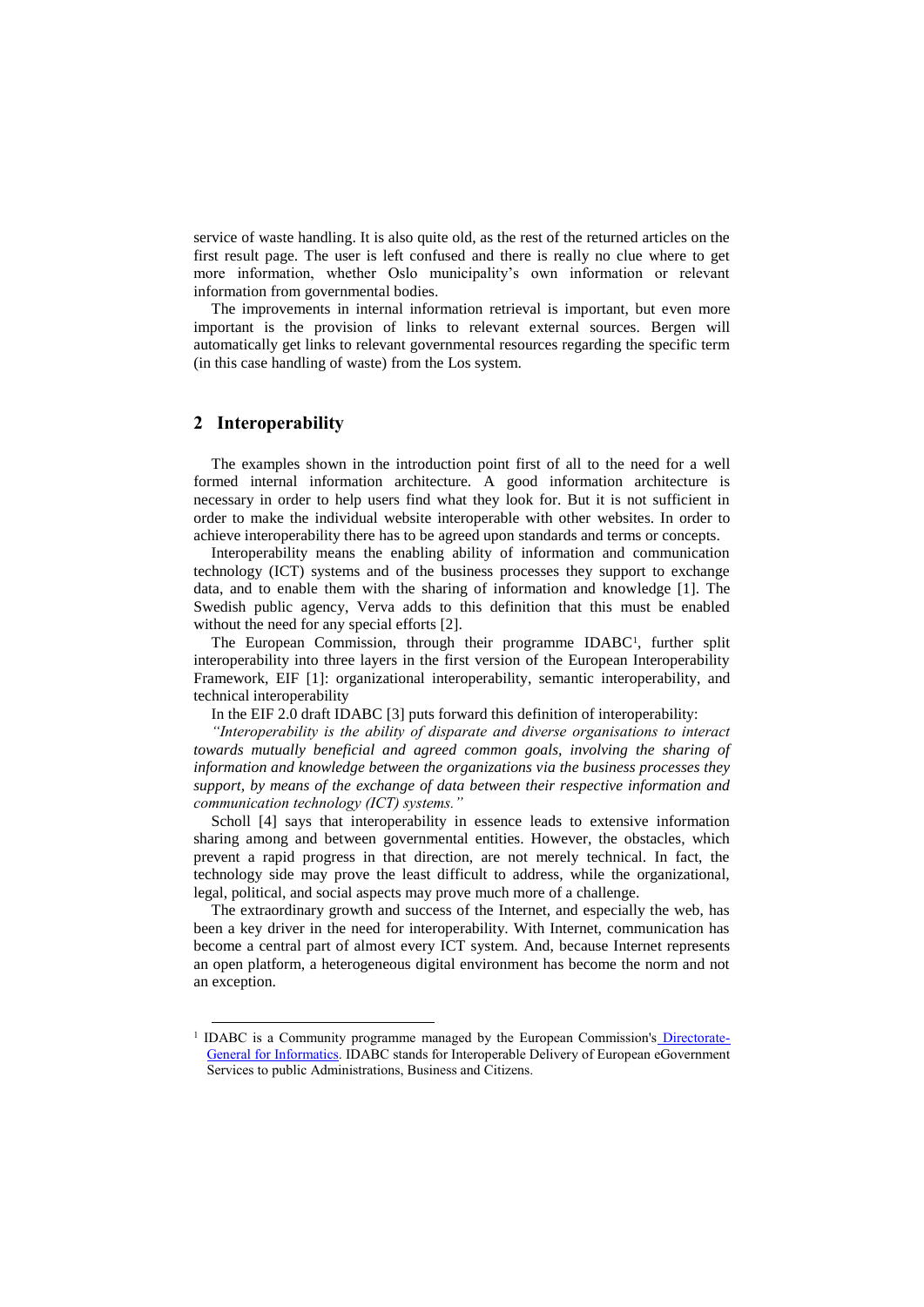service of waste handling. It is also quite old, as the rest of the returned articles on the first result page. The user is left confused and there is really no clue where to get more information, whether Oslo municipality's own information or relevant information from governmental bodies.

The improvements in internal information retrieval is important, but even more important is the provision of links to relevant external sources. Bergen will automatically get links to relevant governmental resources regarding the specific term (in this case handling of waste) from the Los system.

## 2 Interoperability

The examples shown in the introduction point first of all to the need for a well formed internal information architecture. A good information architecture is necessary in order to help users find what they look for. But it is not sufficient in order to make the individual website interoperable with other websites. In order to achieve interoperability there has to be agreed upon standards and terms or concepts.

Interoperability means the enabling ability of information and communication technology (ICT) systems and of the business processes they support to exchange data, and to enable them with the sharing of information and knowledge [1]. The Swedish public agency, Verva adds to this definition that this must be enabled without the need for any special efforts [2].

The European Commission, through their programme IDABC[1], further split interoperability into three layers in the first version of the European Interoperability Framework, EIF [1]: organizational interoperability, semantic interoperability, and technical interoperability

In the EIF 2.0 draft IDABC [3] puts forward this definition of interoperability:

*"Interoperability is the ability of disparate and diverse organisations to interact towards mutually beneficial and agreed common goals, involving the sharing of information and knowledge between the organizations via the business processes they support, by means of the exchange of data between their respective information and communication technology (ICT) systems."*

Scholl [4] says that interoperability in essence leads to extensive information sharing among and between governmental entities. However, the obstacles, which prevent a rapid progress in that direction, are not merely technical. In fact, the technology side may prove the least difficult to address, while the organizational, legal, political, and social aspects may prove much more of a challenge.

The extraordinary growth and success of the Internet, and especially the web, has been a key driver in the need for interoperability. With Internet, communication has become a central part of almost every ICT system. And, because Internet represents an open platform, a heterogeneous digital environment has become the norm and not an exception.

---

[1] IDABC is a Community programme managed by the European Commission's Directorate-General for Informatics. IDABC stands for Interoperable Delivery of European eGovernment Services to public Administrations, Business and Citizens.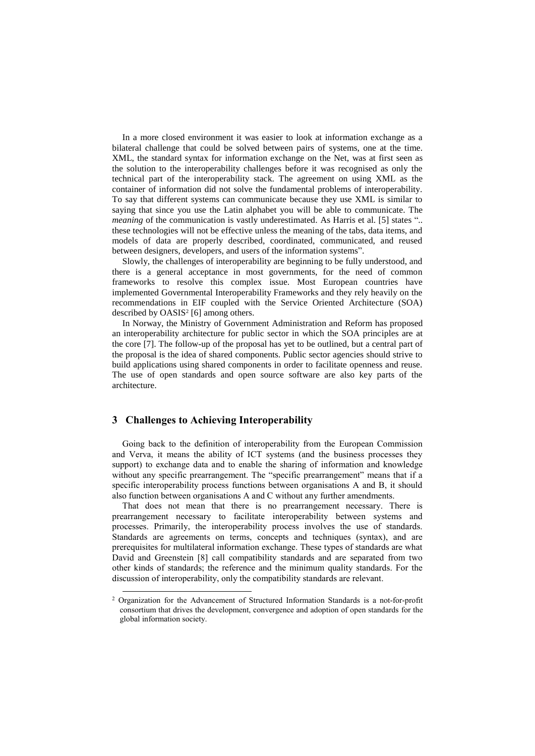In a more closed environment it was easier to look at information exchange as a bilateral challenge that could be solved between pairs of systems, one at the time. XML, the standard syntax for information exchange on the Net, was at first seen as the solution to the interoperability challenges before it was recognised as only the technical part of the interoperability stack. The agreement on using XML as the container of information did not solve the fundamental problems of interoperability. To say that different systems can communicate because they use XML is similar to saying that since you use the Latin alphabet you will be able to communicate. The *meaning* of the communication is vastly underestimated. As Harris et al. [5] states ".. these technologies will not be effective unless the meaning of the tabs, data items, and models of data are properly described, coordinated, communicated, and reused between designers, developers, and users of the information systems".

Slowly, the challenges of interoperability are beginning to be fully understood, and there is a general acceptance in most governments, for the need of common frameworks to resolve this complex issue. Most European countries have implemented Governmental Interoperability Frameworks and they rely heavily on the recommendations in EIF coupled with the Service Oriented Architecture (SOA) described by OASIS[2] [6] among others.

In Norway, the Ministry of Government Administration and Reform has proposed an interoperability architecture for public sector in which the SOA principles are at the core [7]. The follow-up of the proposal has yet to be outlined, but a central part of the proposal is the idea of shared components. Public sector agencies should strive to build applications using shared components in order to facilitate openness and reuse. The use of open standards and open source software are also key parts of the architecture.

## 3 Challenges to Achieving Interoperability

Going back to the definition of interoperability from the European Commission and Verva, it means the ability of ICT systems (and the business processes they support) to exchange data and to enable the sharing of information and knowledge without any specific prearrangement. The "specific prearrangement" means that if a specific interoperability process functions between organisations A and B, it should also function between organisations A and C without any further amendments.

That does not mean that there is no prearrangement necessary. There is prearrangement necessary to facilitate interoperability between systems and processes. Primarily, the interoperability process involves the use of standards. Standards are agreements on terms, concepts and techniques (syntax), and are prerequisites for multilateral information exchange. These types of standards are what David and Greenstein [8] call compatibility standards and are separated from two other kinds of standards; the reference and the minimum quality standards. For the discussion of interoperability, only the compatibility standards are relevant.

[2] Organization for the Advancement of Structured Information Standards is a not-for-profit consortium that drives the development, convergence and adoption of open standards for the global information society.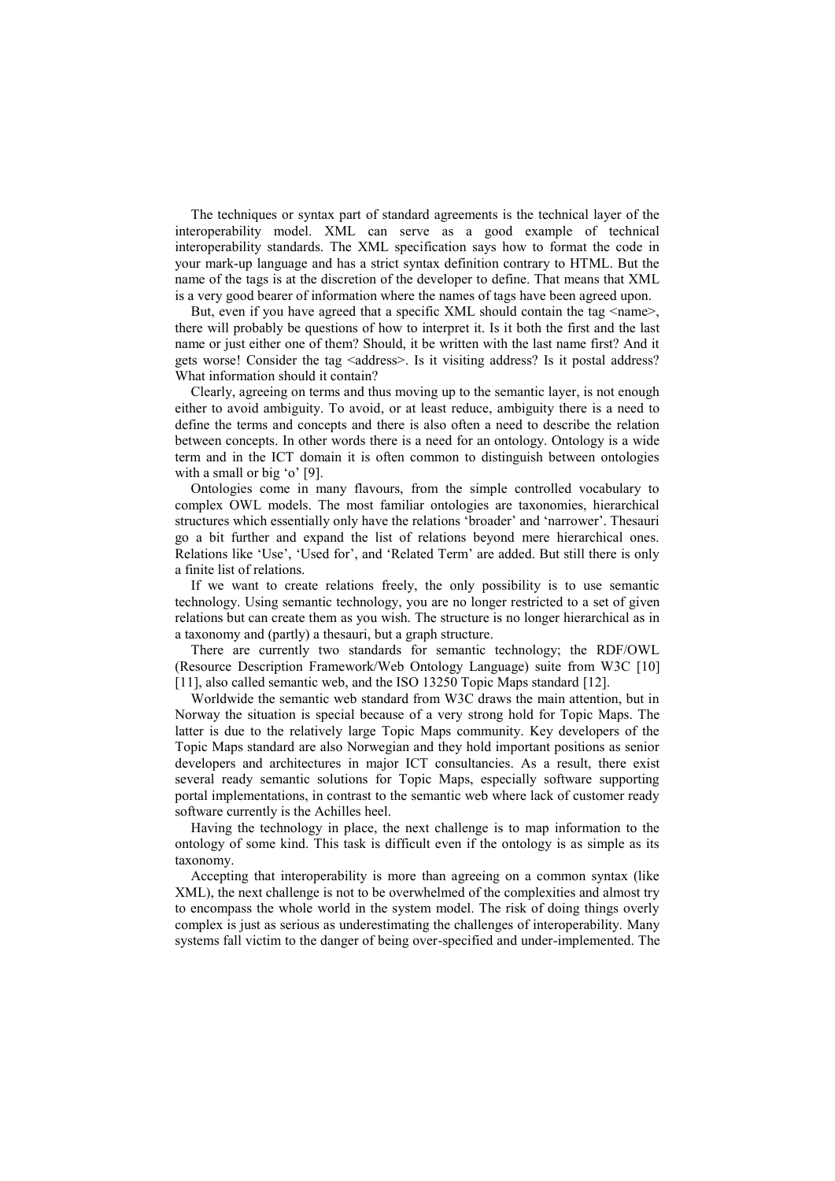The techniques or syntax part of standard agreements is the technical layer of the interoperability model. XML can serve as a good example of technical interoperability standards. The XML specification says how to format the code in your mark-up language and has a strict syntax definition contrary to HTML. But the name of the tags is at the discretion of the developer to define. That means that XML is a very good bearer of information where the names of tags have been agreed upon.

But, even if you have agreed that a specific XML should contain the tag <name>, there will probably be questions of how to interpret it. Is it both the first and the last name or just either one of them? Should, it be written with the last name first? And it gets worse! Consider the tag <address>. Is it visiting address? Is it postal address? What information should it contain?

Clearly, agreeing on terms and thus moving up to the semantic layer, is not enough either to avoid ambiguity. To avoid, or at least reduce, ambiguity there is a need to define the terms and concepts and there is also often a need to describe the relation between concepts. In other words there is a need for an ontology. Ontology is a wide term and in the ICT domain it is often common to distinguish between ontologies with a small or big 'o' [9].

Ontologies come in many flavours, from the simple controlled vocabulary to complex OWL models. The most familiar ontologies are taxonomies, hierarchical structures which essentially only have the relations 'broader' and 'narrower'. Thesauri go a bit further and expand the list of relations beyond mere hierarchical ones. Relations like 'Use', 'Used for', and 'Related Term' are added. But still there is only a finite list of relations.

If we want to create relations freely, the only possibility is to use semantic technology. Using semantic technology, you are no longer restricted to a set of given relations but can create them as you wish. The structure is no longer hierarchical as in a taxonomy and (partly) a thesauri, but a graph structure.

There are currently two standards for semantic technology; the RDF/OWL (Resource Description Framework/Web Ontology Language) suite from W3C [10] [11], also called semantic web, and the ISO 13250 Topic Maps standard [12].

Worldwide the semantic web standard from W3C draws the main attention, but in Norway the situation is special because of a very strong hold for Topic Maps. The latter is due to the relatively large Topic Maps community. Key developers of the Topic Maps standard are also Norwegian and they hold important positions as senior developers and architectures in major ICT consultancies. As a result, there exist several ready semantic solutions for Topic Maps, especially software supporting portal implementations, in contrast to the semantic web where lack of customer ready software currently is the Achilles heel.

Having the technology in place, the next challenge is to map information to the ontology of some kind. This task is difficult even if the ontology is as simple as its taxonomy.

Accepting that interoperability is more than agreeing on a common syntax (like XML), the next challenge is not to be overwhelmed of the complexities and almost try to encompass the whole world in the system model. The risk of doing things overly complex is just as serious as underestimating the challenges of interoperability. Many systems fall victim to the danger of being over-specified and under-implemented. The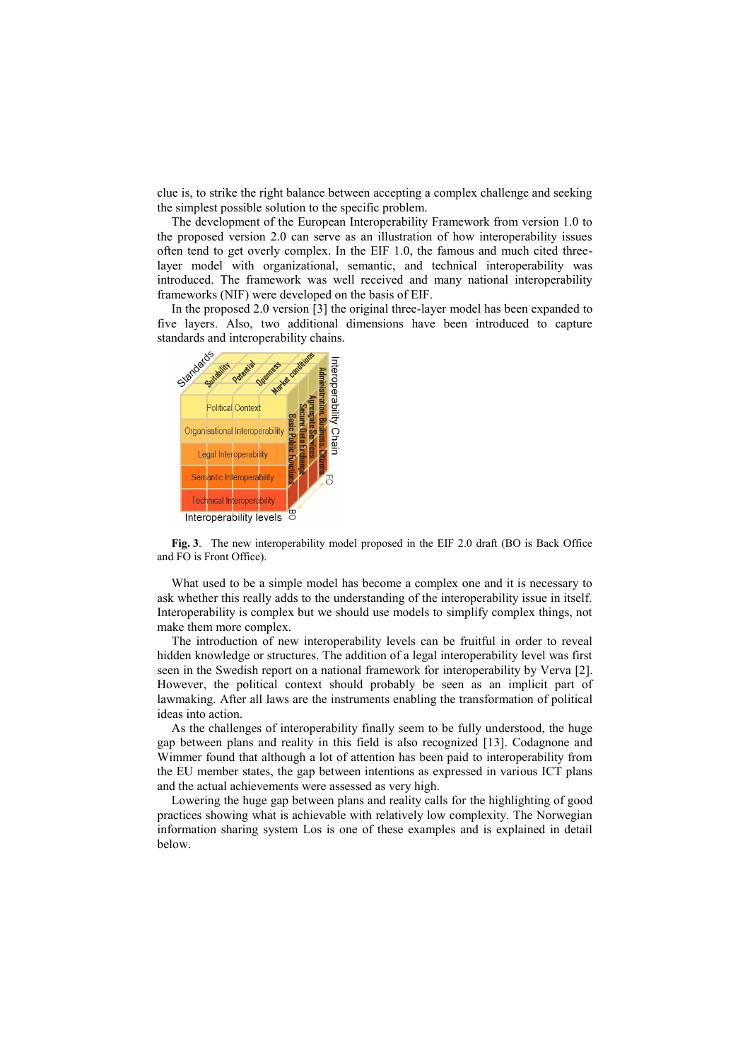clue is, to strike the right balance between accepting a complex challenge and seeking the simplest possible solution to the specific problem.

The development of the European Interoperability Framework from version 1.0 to the proposed version 2.0 can serve as an illustration of how interoperability issues often tend to get overly complex. In the EIF 1.0, the famous and much cited three-layer model with organizational, semantic, and technical interoperability was introduced. The framework was well received and many national interoperability frameworks (NIF) were developed on the basis of EIF.

In the proposed 2.0 version [3] the original three-layer model has been expanded to five layers. Also, two additional dimensions have been introduced to capture standards and interoperability chains.

Standards
Suitability
Potential
Openness
Market conditions
Political Context
Organisational Interoperability
Legal Interoperability
Semantic Interoperability
Technical Interoperability
Interoperability levels
Interoperability Chain
Administration, Business, Citizens
Aggregate Services
Secure Data Exchange
Basic Public Functions
FO
BO

**Fig. 3.** The new interoperability model proposed in the EIF 2.0 draft (BO is Back Office and FO is Front Office).

What used to be a simple model has become a complex one and it is necessary to ask whether this really adds to the understanding of the interoperability issue in itself. Interoperability is complex but we should use models to simplify complex things, not make them more complex.

The introduction of new interoperability levels can be fruitful in order to reveal hidden knowledge or structures. The addition of a legal interoperability level was first seen in the Swedish report on a national framework for interoperability by Verva [2]. However, the political context should probably be seen as an implicit part of lawmaking. After all laws are the instruments enabling the transformation of political ideas into action.

As the challenges of interoperability finally seem to be fully understood, the huge gap between plans and reality in this field is also recognized [13]. Codagnone and Wimmer found that although a lot of attention has been paid to interoperability from the EU member states, the gap between intentions as expressed in various ICT plans and the actual achievements were assessed as very high.

Lowering the huge gap between plans and reality calls for the highlighting of good practices showing what is achievable with relatively low complexity. The Norwegian information sharing system Los is one of these examples and is explained in detail below.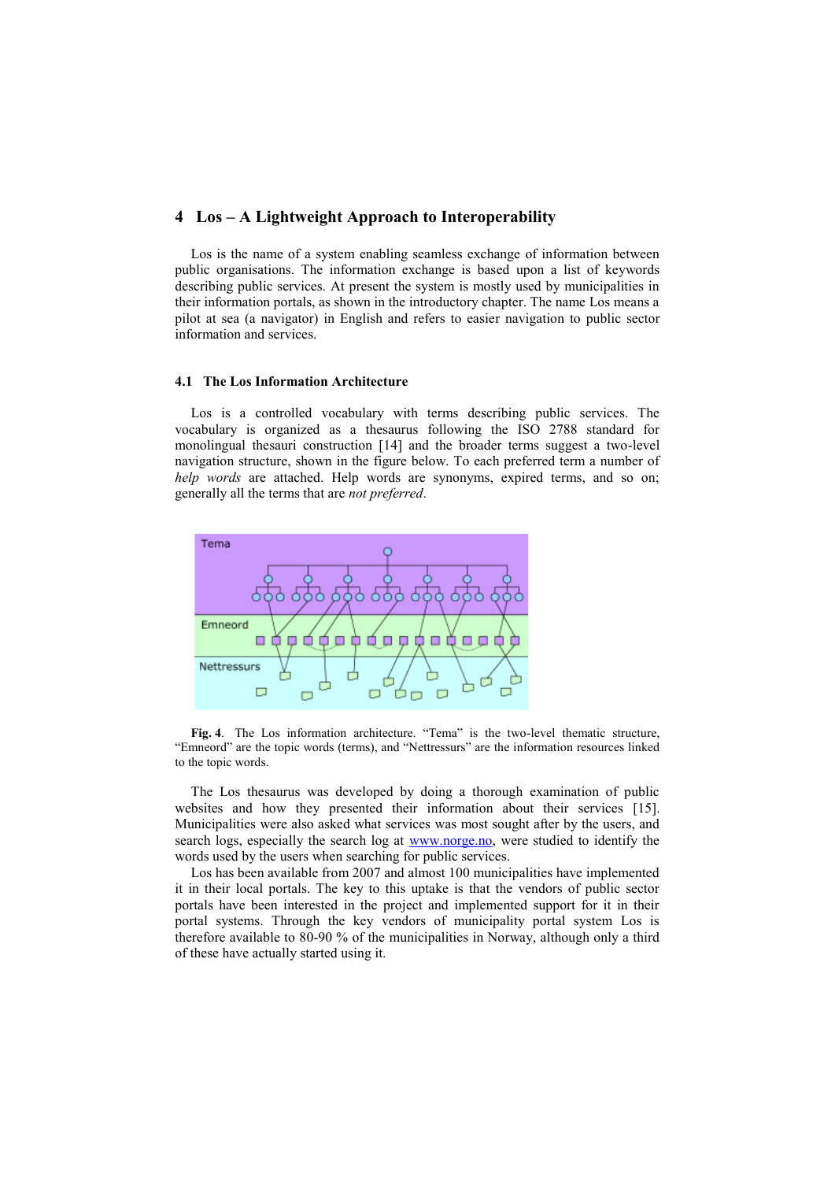## 4 Los – A Lightweight Approach to Interoperability

Los is the name of a system enabling seamless exchange of information between public organisations. The information exchange is based upon a list of keywords describing public services. At present the system is mostly used by municipalities in their information portals, as shown in the introductory chapter. The name Los means a pilot at sea (a navigator) in English and refers to easier navigation to public sector information and services.

### 4.1 The Los Information Architecture

Los is a controlled vocabulary with terms describing public services. The vocabulary is organized as a thesaurus following the ISO 2788 standard for monolingual thesauri construction [14] and the broader terms suggest a two-level navigation structure, shown in the figure below. To each preferred term a number of *help words* are attached. Help words are synonyms, expired terms, and so on; generally all the terms that are *not preferred*.

**Fig. 4**. The Los information architecture. "Tema" is the two-level thematic structure, "Emneord" are the topic words (terms), and "Nettressurs" are the information resources linked to the topic words.

The Los thesaurus was developed by doing a thorough examination of public websites and how they presented their information about their services [15]. Municipalities were also asked what services was most sought after by the users, and search logs, especially the search log at www.norge.no, were studied to identify the words used by the users when searching for public services.

Los has been available from 2007 and almost 100 municipalities have implemented it in their local portals. The key to this uptake is that the vendors of public sector portals have been interested in the project and implemented support for it in their portal systems. Through the key vendors of municipality portal system Los is therefore available to 80-90 % of the municipalities in Norway, although only a third of these have actually started using it.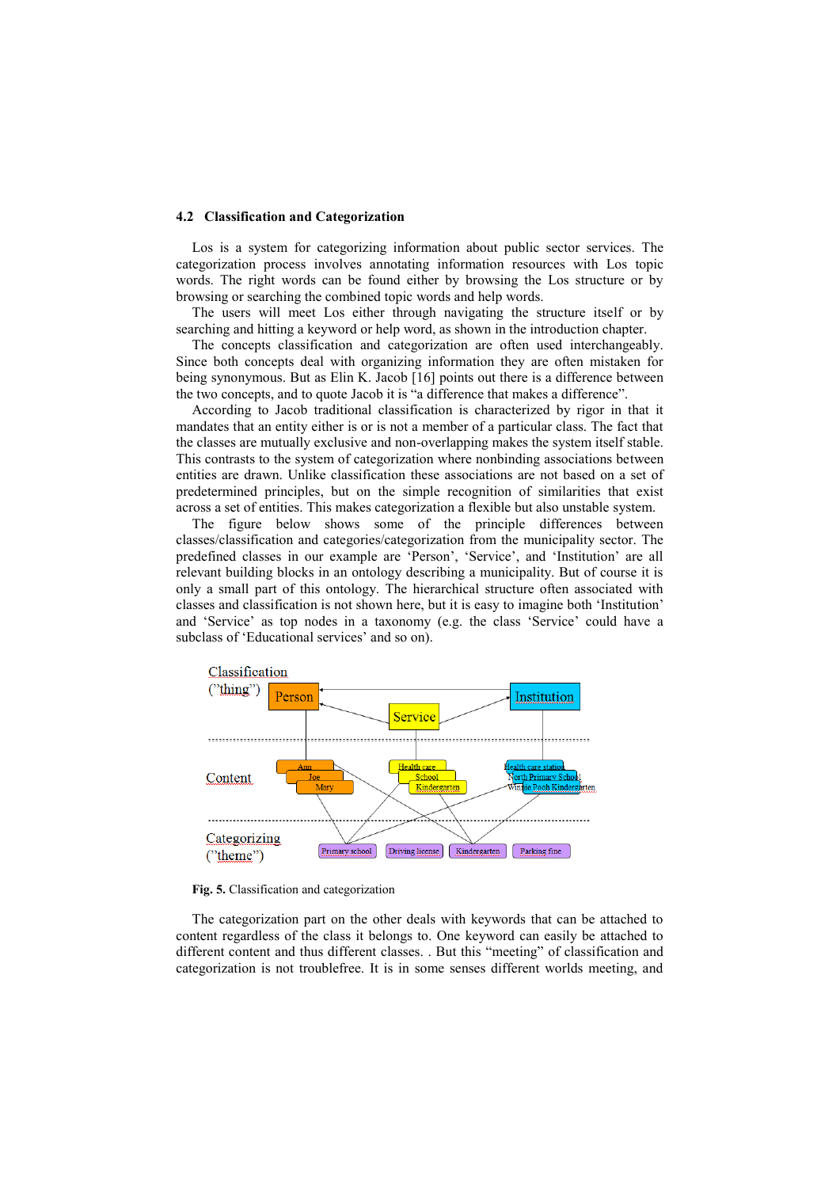### 4.2 Classification and Categorization

Los is a system for categorizing information about public sector services. The categorization process involves annotating information resources with Los topic words. The right words can be found either by browsing the Los structure or by browsing or searching the combined topic words and help words.

The users will meet Los either through navigating the structure itself or by searching and hitting a keyword or help word, as shown in the introduction chapter.

The concepts classification and categorization are often used interchangeably. Since both concepts deal with organizing information they are often mistaken for being synonymous. But as Elin K. Jacob [16] points out there is a difference between the two concepts, and to quote Jacob it is "a difference that makes a difference".

According to Jacob traditional classification is characterized by rigor in that it mandates that an entity either is or is not a member of a particular class. The fact that the classes are mutually exclusive and non-overlapping makes the system itself stable. This contrasts to the system of categorization where nonbinding associations between entities are drawn. Unlike classification these associations are not based on a set of predetermined principles, but on the simple recognition of similarities that exist across a set of entities. This makes categorization a flexible but also unstable system.

The figure below shows some of the principle differences between classes/classification and categories/categorization from the municipality sector. The predefined classes in our example are 'Person', 'Service', and 'Institution' are all relevant building blocks in an ontology describing a municipality. But of course it is only a small part of this ontology. The hierarchical structure often associated with classes and classification is not shown here, but it is easy to imagine both 'Institution' and 'Service' as top nodes in a taxonomy (e.g. the class 'Service' could have a subclass of 'Educational services' and so on).

Classification
("thing")
Person
Service
Institution

Content
Ann
Joe
Mary
Health care
School
Kindergarten
Health care station
North Primary School
Winnie Pooh Kindergarten

Categorizing
("theme")
Primary school
Driving license
Kindergarten
Parking fine

**Fig. 5.** Classification and categorization

The categorization part on the other deals with keywords that can be attached to content regardless of the class it belongs to. One keyword can easily be attached to different content and thus different classes. . But this "meeting" of classification and categorization is not troublefree. It is in some senses different worlds meeting, and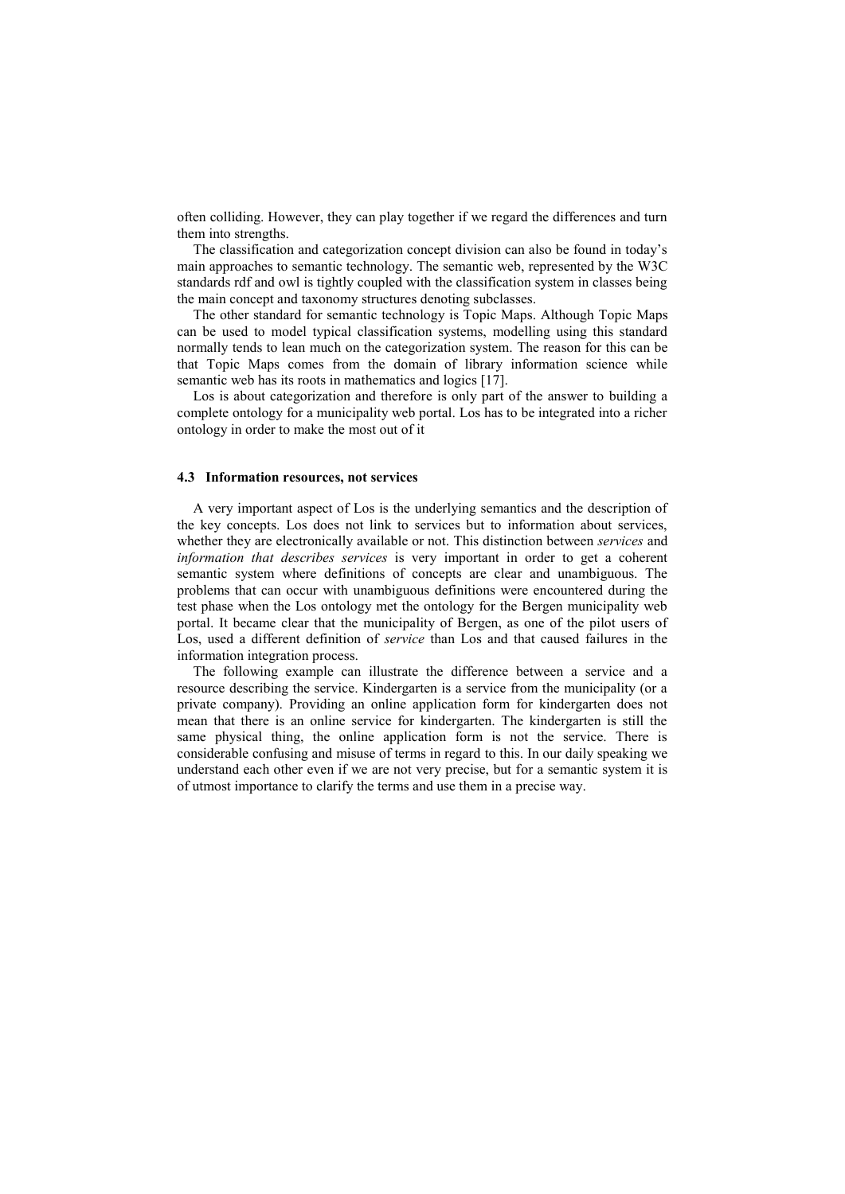often colliding. However, they can play together if we regard the differences and turn them into strengths.

The classification and categorization concept division can also be found in today's main approaches to semantic technology. The semantic web, represented by the W3C standards rdf and owl is tightly coupled with the classification system in classes being the main concept and taxonomy structures denoting subclasses.

The other standard for semantic technology is Topic Maps. Although Topic Maps can be used to model typical classification systems, modelling using this standard normally tends to lean much on the categorization system. The reason for this can be that Topic Maps comes from the domain of library information science while semantic web has its roots in mathematics and logics [17].

Los is about categorization and therefore is only part of the answer to building a complete ontology for a municipality web portal. Los has to be integrated into a richer ontology in order to make the most out of it

### 4.3 Information resources, not services

A very important aspect of Los is the underlying semantics and the description of the key concepts. Los does not link to services but to information about services, whether they are electronically available or not. This distinction between *services* and *information that describes services* is very important in order to get a coherent semantic system where definitions of concepts are clear and unambiguous. The problems that can occur with unambiguous definitions were encountered during the test phase when the Los ontology met the ontology for the Bergen municipality web portal. It became clear that the municipality of Bergen, as one of the pilot users of Los, used a different definition of *service* than Los and that caused failures in the information integration process.

The following example can illustrate the difference between a service and a resource describing the service. Kindergarten is a service from the municipality (or a private company). Providing an online application form for kindergarten does not mean that there is an online service for kindergarten. The kindergarten is still the same physical thing, the online application form is not the service. There is considerable confusing and misuse of terms in regard to this. In our daily speaking we understand each other even if we are not very precise, but for a semantic system it is of utmost importance to clarify the terms and use them in a precise way.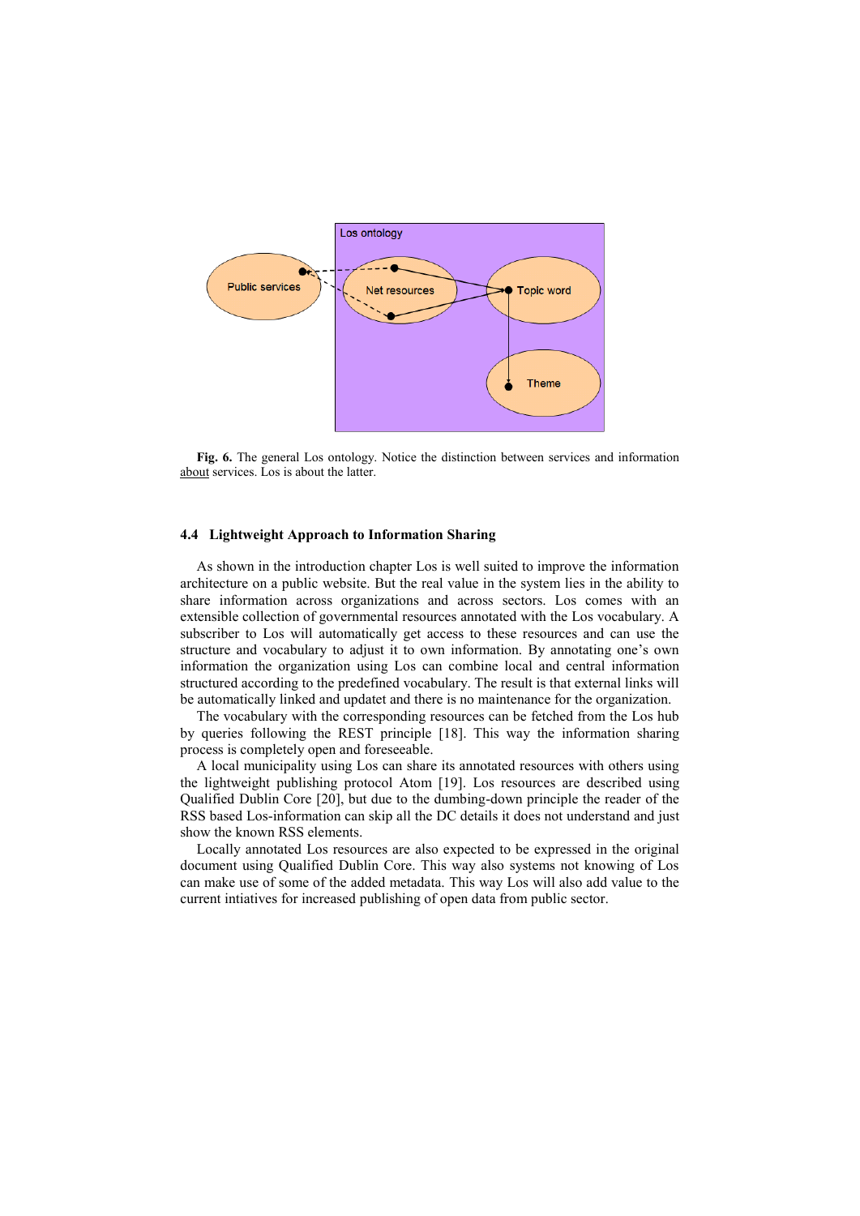**Fig. 6.** The general Los ontology. Notice the distinction between services and information about services. Los is about the latter.

### 4.4 Lightweight Approach to Information Sharing

As shown in the introduction chapter Los is well suited to improve the information architecture on a public website. But the real value in the system lies in the ability to share information across organizations and across sectors. Los comes with an extensible collection of governmental resources annotated with the Los vocabulary. A subscriber to Los will automatically get access to these resources and can use the structure and vocabulary to adjust it to own information. By annotating one's own information the organization using Los can combine local and central information structured according to the predefined vocabulary. The result is that external links will be automatically linked and updatet and there is no maintenance for the organization.

The vocabulary with the corresponding resources can be fetched from the Los hub by queries following the REST principle [18]. This way the information sharing process is completely open and foreseeable.

A local municipality using Los can share its annotated resources with others using the lightweight publishing protocol Atom [19]. Los resources are described using Qualified Dublin Core [20], but due to the dumbing-down principle the reader of the RSS based Los-information can skip all the DC details it does not understand and just show the known RSS elements.

Locally annotated Los resources are also expected to be expressed in the original document using Qualified Dublin Core. This way also systems not knowing of Los can make use of some of the added metadata. This way Los will also add value to the current intiatives for increased publishing of open data from public sector.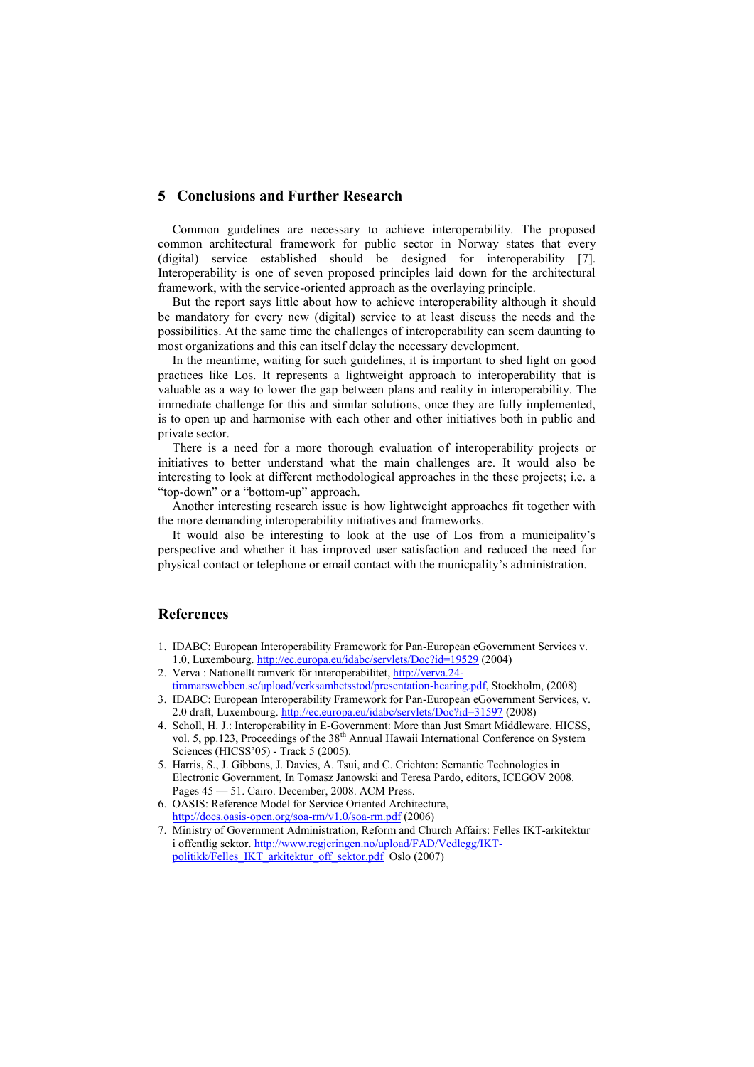## 5 Conclusions and Further Research

Common guidelines are necessary to achieve interoperability. The proposed common architectural framework for public sector in Norway states that every (digital) service established should be designed for interoperability [7]. Interoperability is one of seven proposed principles laid down for the architectural framework, with the service-oriented approach as the overlaying principle.

But the report says little about how to achieve interoperability although it should be mandatory for every new (digital) service to at least discuss the needs and the possibilities. At the same time the challenges of interoperability can seem daunting to most organizations and this can itself delay the necessary development.

In the meantime, waiting for such guidelines, it is important to shed light on good practices like Los. It represents a lightweight approach to interoperability that is valuable as a way to lower the gap between plans and reality in interoperability. The immediate challenge for this and similar solutions, once they are fully implemented, is to open up and harmonise with each other and other initiatives both in public and private sector.

There is a need for a more thorough evaluation of interoperability projects or initiatives to better understand what the main challenges are. It would also be interesting to look at different methodological approaches in the these projects; i.e. a "top-down" or a "bottom-up" approach.

Another interesting research issue is how lightweight approaches fit together with the more demanding interoperability initiatives and frameworks.

It would also be interesting to look at the use of Los from a municipality's perspective and whether it has improved user satisfaction and reduced the need for physical contact or telephone or email contact with the municpality's administration.

## References

1. IDABC: European Interoperability Framework for Pan-European eGovernment Services v. 1.0, Luxembourg. http://ec.europa.eu/idabc/servlets/Doc?id=19529 (2004)
2. Verva : Nationellt ramverk för interoperabilitet, http://verva.24-timmarswebben.se/upload/verksamhetsstod/presentation-hearing.pdf, Stockholm, (2008)
3. IDABC: European Interoperability Framework for Pan-European eGovernment Services, v. 2.0 draft, Luxembourg. http://ec.europa.eu/idabc/servlets/Doc?id=31597 (2008)
4. Scholl, H. J.: Interoperability in E-Government: More than Just Smart Middleware. HICSS, vol. 5, pp.123, Proceedings of the 38th Annual Hawaii International Conference on System Sciences (HICSS'05) - Track 5 (2005).
5. Harris, S., J. Gibbons, J. Davies, A. Tsui, and C. Crichton: Semantic Technologies in Electronic Government, In Tomasz Janowski and Teresa Pardo, editors, ICEGOV 2008. Pages 45 — 51. Cairo. December, 2008. ACM Press.
6. OASIS: Reference Model for Service Oriented Architecture, http://docs.oasis-open.org/soa-rm/v1.0/soa-rm.pdf (2006)
7. Ministry of Government Administration, Reform and Church Affairs: Felles IKT-arkitektur i offentlig sektor. http://www.regjeringen.no/upload/FAD/Vedlegg/IKT-politikk/Felles_IKT_arkitektur_off_sektor.pdf Oslo (2007)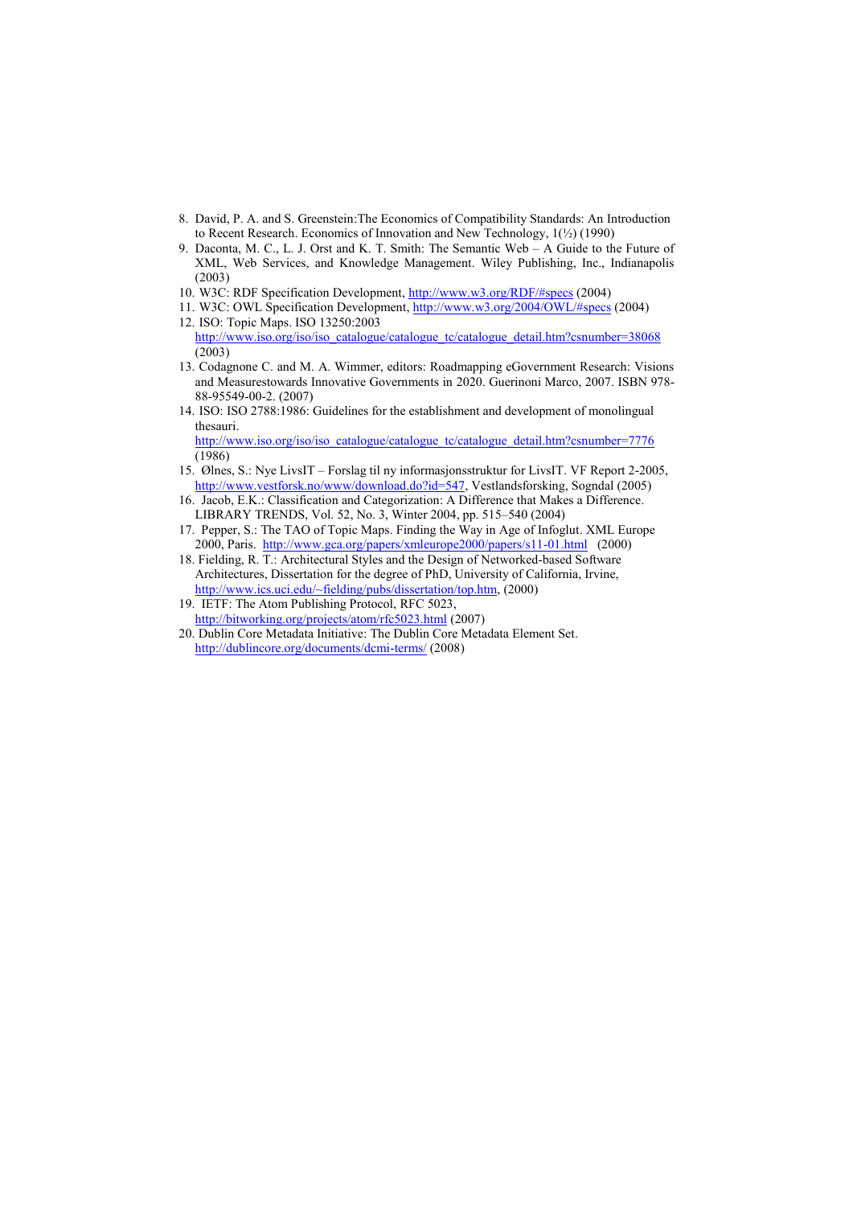8. David, P. A. and S. Greenstein:The Economics of Compatibility Standards: An Introduction to Recent Research. Economics of Innovation and New Technology, 1(½) (1990)
9. Daconta, M. C., L. J. Orst and K. T. Smith: The Semantic Web – A Guide to the Future of XML, Web Services, and Knowledge Management. Wiley Publishing, Inc., Indianapolis (2003)
10. W3C: RDF Specification Development, http://www.w3.org/RDF/#specs (2004)
11. W3C: OWL Specification Development, http://www.w3.org/2004/OWL/#specs (2004)
12. ISO: Topic Maps. ISO 13250:2003 http://www.iso.org/iso/iso_catalogue/catalogue_tc/catalogue_detail.htm?csnumber=38068 (2003)
13. Codagnone C. and M. A. Wimmer, editors: Roadmapping eGovernment Research: Visions and Measurestowards Innovative Governments in 2020. Guerinoni Marco, 2007. ISBN 978-88-95549-00-2. (2007)
14. ISO: ISO 2788:1986: Guidelines for the establishment and development of monolingual thesauri. http://www.iso.org/iso/iso_catalogue/catalogue_tc/catalogue_detail.htm?csnumber=7776 (1986)
15. Ølnes, S.: Nye LivsIT – Forslag til ny informasjonsstruktur for LivsIT. VF Report 2-2005, http://www.vestforsk.no/www/download.do?id=547, Vestlandsforsking, Sogndal (2005)
16. Jacob, E.K.: Classification and Categorization: A Difference that Makes a Difference. LIBRARY TRENDS, Vol. 52, No. 3, Winter 2004, pp. 515–540 (2004)
17. Pepper, S.: The TAO of Topic Maps. Finding the Way in Age of Infoglut. XML Europe 2000, Paris. http://www.gca.org/papers/xmleurope2000/papers/s11-01.html (2000)
18. Fielding, R. T.: Architectural Styles and the Design of Networked-based Software Architectures, Dissertation for the degree of PhD, University of California, Irvine, http://www.ics.uci.edu/~fielding/pubs/dissertation/top.htm, (2000)
19. IETF: The Atom Publishing Protocol, RFC 5023, http://bitworking.org/projects/atom/rfc5023.html (2007)
20. Dublin Core Metadata Initiative: The Dublin Core Metadata Element Set. http://dublincore.org/documents/dcmi-terms/ (2008)